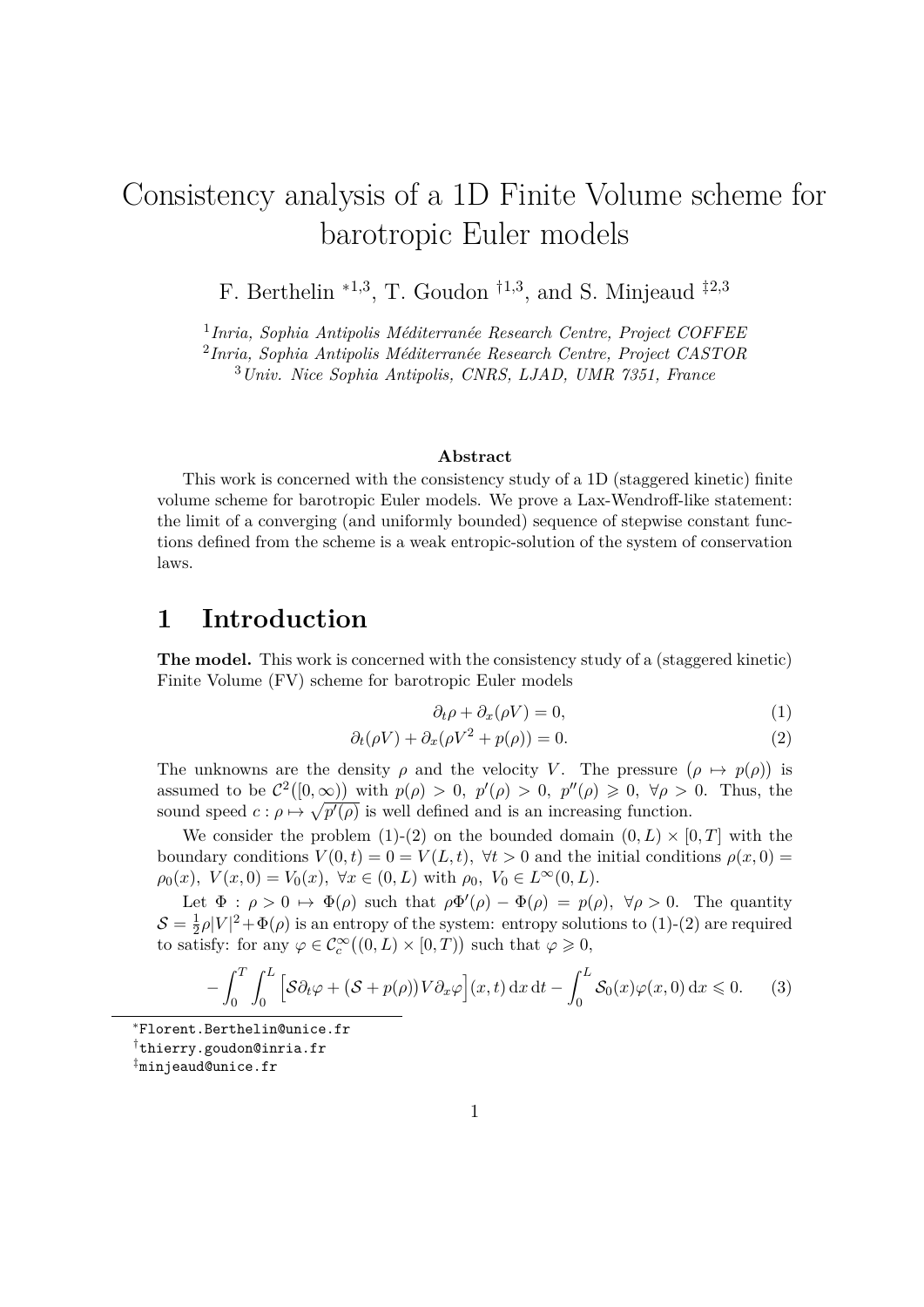# Consistency analysis of a 1D Finite Volume scheme for barotropic Euler models

F. Berthelin [*1,3], T. Goudon [†1,3], and S. Minjeaud [‡2,3]

[1] *Inria, Sophia Antipolis Méditerranée Research Centre, Project COFFEE*
[2] *Inria, Sophia Antipolis Méditerranée Research Centre, Project CASTOR*
[3] *Univ. Nice Sophia Antipolis, CNRS, LJAD, UMR 7351, France*

**Abstract**

This work is concerned with the consistency study of a 1D (staggered kinetic) finite volume scheme for barotropic Euler models. We prove a Lax-Wendroff-like statement: the limit of a converging (and uniformly bounded) sequence of stepwise constant functions defined from the scheme is a weak entropic-solution of the system of conservation laws.

## 1 Introduction

**The model.** This work is concerned with the consistency study of a (staggered kinetic) Finite Volume (FV) scheme for barotropic Euler models

$$\partial_t \rho + \partial_x(\rho V) = 0, \tag{1}$$

$$\partial_t(\rho V) + \partial_x(\rho V^2 + p(\rho)) = 0. \tag{2}$$

The unknowns are the density $\rho$ and the velocity $V$. The pressure $\big(\rho \mapsto p(\rho)\big)$ is assumed to be $\mathcal{C}^2\big([0,\infty)\big)$ with $p(\rho) > 0,\ p'(\rho) > 0,\ p''(\rho) \geqslant 0,\ \forall \rho > 0$. Thus, the sound speed $c : \rho \mapsto \sqrt{p'(\rho)}$ is well defined and is an increasing function.

We consider the problem (1)-(2) on the bounded domain $(0, L) \times [0, T]$ with the boundary conditions $V(0,t) = 0 = V(L,t),\ \forall t > 0$ and the initial conditions $\rho(x, 0) = \rho_0(x),\ V(x, 0) = V_0(x),\ \forall x \in (0, L)$ with $\rho_0,\ V_0 \in L^\infty(0, L)$.

Let $\Phi : \rho > 0 \mapsto \Phi(\rho)$ such that $\rho\Phi'(\rho) - \Phi(\rho) = p(\rho),\ \forall \rho > 0$. The quantity $\mathcal{S} = \frac{1}{2}\rho|V|^2 + \Phi(\rho)$ is an entropy of the system: entropy solutions to (1)-(2) are required to satisfy: for any $\varphi \in \mathcal{C}_c^\infty\big((0, L) \times [0, T)\big)$ such that $\varphi \geqslant 0$,

$$-\int_0^T \int_0^L \Big[\mathcal{S}\partial_t\varphi + (\mathcal{S} + p(\rho))V\partial_x\varphi\Big](x,t)\,\mathrm{d}x\,\mathrm{d}t - \int_0^L \mathcal{S}_0(x)\varphi(x,0)\,\mathrm{d}x \leqslant 0. \tag{3}$$

---

[*] Florent.Berthelin@unice.fr
[†] thierry.goudon@inria.fr
[‡] minjeaud@unice.fr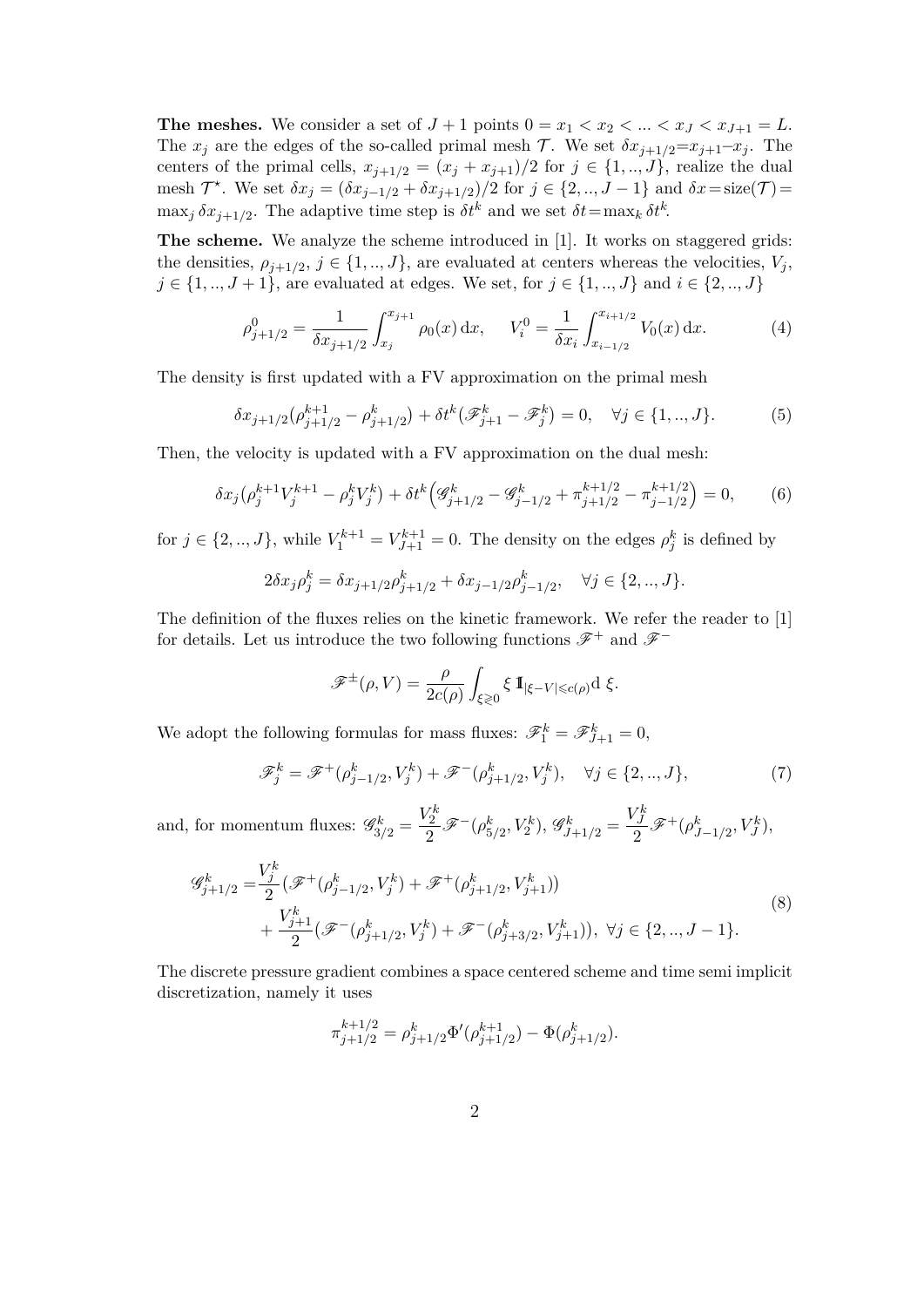**The meshes.** We consider a set of $J+1$ points $0 = x_1 < x_2 < ... < x_J < x_{J+1} = L$. The $x_j$ are the edges of the so-called primal mesh $\mathcal{T}$. We set $\delta x_{j+1/2} = x_{j+1} - x_j$. The centers of the primal cells, $x_{j+1/2} = (x_j + x_{j+1})/2$ for $j \in \{1, .., J\}$, realize the dual mesh $\mathcal{T}^\star$. We set $\delta x_j = (\delta x_{j-1/2} + \delta x_{j+1/2})/2$ for $j \in \{2, .., J-1\}$ and $\delta x = \text{size}(\mathcal{T}) = \max_j \delta x_{j+1/2}$. The adaptive time step is $\delta t^k$ and we set $\delta t = \max_k \delta t^k$.

**The scheme.** We analyze the scheme introduced in [1]. It works on staggered grids: the densities, $\rho_{j+1/2}$, $j \in \{1, .., J\}$, are evaluated at centers whereas the velocities, $V_j$, $j \in \{1, .., J+1\}$, are evaluated at edges. We set, for $j \in \{1, .., J\}$ and $i \in \{2, .., J\}$

$$\rho^0_{j+1/2} = \frac{1}{\delta x_{j+1/2}} \int_{x_j}^{x_{j+1}} \rho_0(x)\,\mathrm{d}x, \qquad V_i^0 = \frac{1}{\delta x_i} \int_{x_{i-1/2}}^{x_{i+1/2}} V_0(x)\,\mathrm{d}x. \tag{4}$$

The density is first updated with a FV approximation on the primal mesh

$$\delta x_{j+1/2}(\rho^{k+1}_{j+1/2} - \rho^k_{j+1/2}) + \delta t^k (\mathscr{F}^k_{j+1} - \mathscr{F}^k_j) = 0, \quad \forall j \in \{1, .., J\}. \tag{5}$$

Then, the velocity is updated with a FV approximation on the dual mesh:

$$\delta x_j(\rho^{k+1}_j V^{k+1}_j - \rho^k_j V^k_j) + \delta t^k \Big( \mathscr{G}^k_{j+1/2} - \mathscr{G}^k_{j-1/2} + \pi^{k+1/2}_{j+1/2} - \pi^{k+1/2}_{j-1/2} \Big) = 0, \tag{6}$$

for $j \in \{2, .., J\}$, while $V^{k+1}_1 = V^{k+1}_{J+1} = 0$. The density on the edges $\rho^k_j$ is defined by

$$2\delta x_j \rho^k_j = \delta x_{j+1/2}\rho^k_{j+1/2} + \delta x_{j-1/2}\rho^k_{j-1/2}, \quad \forall j \in \{2, .., J\}.$$

The definition of the fluxes relies on the kinetic framework. We refer the reader to [1] for details. Let us introduce the two following functions $\mathscr{F}^+$ and $\mathscr{F}^-$

$$\mathscr{F}^{\pm}(\rho, V) = \frac{\rho}{2c(\rho)} \int_{\xi \gtrless 0} \xi \, \mathbb{1}_{|\xi - V| \leqslant c(\rho)} \mathrm{d}\,\xi.$$

We adopt the following formulas for mass fluxes: $\mathscr{F}^k_1 = \mathscr{F}^k_{J+1} = 0$,

$$\mathscr{F}^k_j = \mathscr{F}^+(\rho^k_{j-1/2}, V^k_j) + \mathscr{F}^-(\rho^k_{j+1/2}, V^k_j), \quad \forall j \in \{2, .., J\}, \tag{7}$$

and, for momentum fluxes: $\mathscr{G}^k_{3/2} = \dfrac{V^k_2}{2} \mathscr{F}^-(\rho^k_{5/2}, V^k_2)$, $\mathscr{G}^k_{J+1/2} = \dfrac{V^k_J}{2} \mathscr{F}^+(\rho^k_{J-1/2}, V^k_J)$,

$$\begin{aligned}
\mathscr{G}^k_{j+1/2} = & \frac{V^k_j}{2} \big( \mathscr{F}^+(\rho^k_{j-1/2}, V^k_j) + \mathscr{F}^+(\rho^k_{j+1/2}, V^k_{j+1}) \big) \\
& + \frac{V^k_{j+1}}{2} \big( \mathscr{F}^-(\rho^k_{j+1/2}, V^k_j) + \mathscr{F}^-(\rho^k_{j+3/2}, V^k_{j+1}) \big), \ \forall j \in \{2, .., J-1\}.
\end{aligned} \tag{8}$$

The discrete pressure gradient combines a space centered scheme and time semi implicit discretization, namely it uses

$$\pi^{k+1/2}_{j+1/2} = \rho^k_{j+1/2} \Phi'(\rho^{k+1}_{j+1/2}) - \Phi(\rho^k_{j+1/2}).$$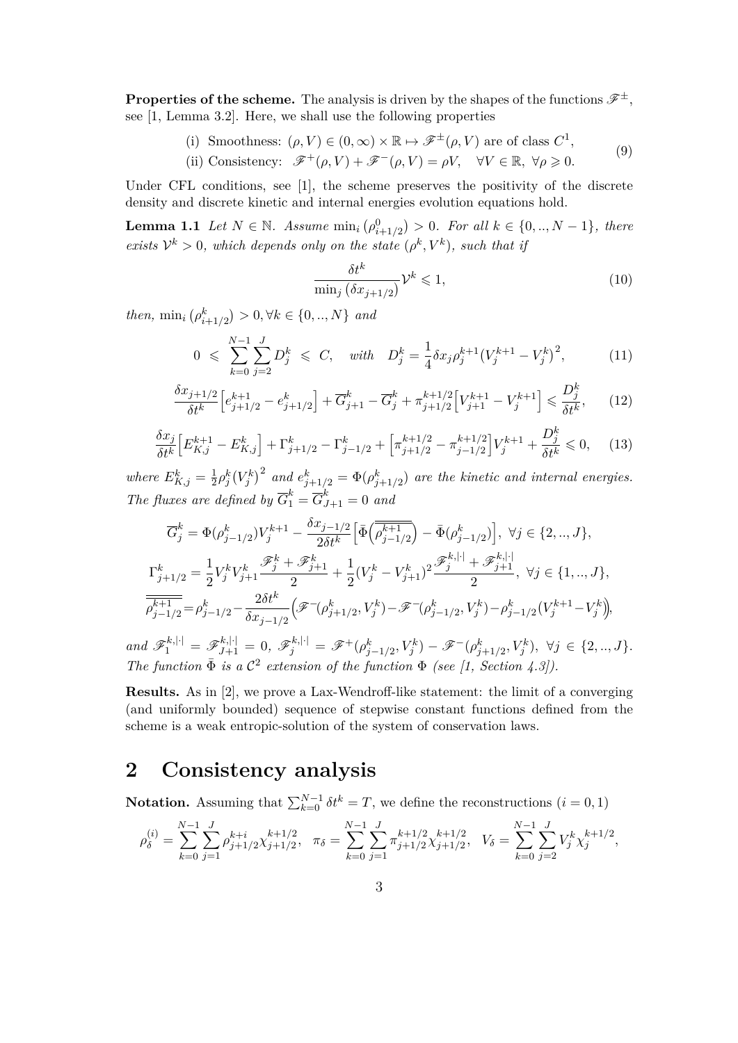**Properties of the scheme.** The analysis is driven by the shapes of the functions $\mathscr{F}^{\pm}$, see [1, Lemma 3.2]. Here, we shall use the following properties

$$
\begin{aligned}
&\text{(i) Smoothness: } (\rho, V) \in (0,\infty)\times\mathbb{R} \mapsto \mathscr{F}^{\pm}(\rho, V) \text{ are of class } C^1,\\
&\text{(ii) Consistency: } \mathscr{F}^{+}(\rho, V) + \mathscr{F}^{-}(\rho, V) = \rho V, \quad \forall V \in \mathbb{R},\ \forall \rho \geqslant 0.
\end{aligned}
\tag{9}
$$

Under CFL conditions, see [1], the scheme preserves the positivity of the discrete density and discrete kinetic and internal energies evolution equations hold.

**Lemma 1.1** *Let $N \in \mathbb{N}$. Assume $\min_i(\rho^0_{i+1/2}) > 0$. For all $k \in \{0,..,N-1\}$, there exists $\mathcal{V}^k > 0$, which depends only on the state $(\rho^k, V^k)$, such that if*

$$
\frac{\delta t^k}{\min_j(\delta x_{j+1/2})}\mathcal{V}^k \leqslant 1, \tag{10}
$$

*then, $\min_i(\rho^k_{i+1/2}) > 0, \forall k \in \{0,..,N\}$ and*

$$
0 \ \leqslant\ \sum_{k=0}^{N-1}\sum_{j=2}^{J} D^k_j \ \leqslant\ C, \quad \textit{with} \quad D^k_j = \frac{1}{4}\delta x_j \rho^{k+1}_j \big(V^{k+1}_j - V^k_j\big)^2, \tag{11}
$$

$$
\frac{\delta x_{j+1/2}}{\delta t^k}\Big[e^{k+1}_{j+1/2} - e^k_{j+1/2}\Big] + \overline{G}^k_{j+1} - \overline{G}^k_j + \pi^{k+1/2}_{j+1/2}\Big[V^{k+1}_{j+1} - V^{k+1}_j\Big] \leqslant \frac{D^k_j}{\delta t^k}, \tag{12}
$$

$$
\frac{\delta x_j}{\delta t^k}\Big[E^{k+1}_{K,j} - E^k_{K,j}\Big] + \Gamma^k_{j+1/2} - \Gamma^k_{j-1/2} + \Big[\pi^{k+1/2}_{j+1/2} - \pi^{k+1/2}_{j-1/2}\Big]V^{k+1}_j + \frac{D^k_j}{\delta t^k} \leqslant 0, \tag{13}
$$

*where $E^k_{K,j} = \frac{1}{2}\rho^k_j\big(V^k_j\big)^2$ and $e^k_{j+1/2} = \Phi(\rho^k_{j+1/2})$ are the kinetic and internal energies. The fluxes are defined by $\overline{G}^k_1 = \overline{G}^k_{J+1} = 0$ and*

$$
\begin{aligned}
\overline{G}^k_j &= \Phi(\rho^k_{j-1/2})V^{k+1}_j - \frac{\delta x_{j-1/2}}{2\delta t^k}\Big[\bar{\Phi}\Big(\overline{\overline{\rho^{k+1}_{j-1/2}}}\Big) - \bar{\Phi}(\rho^k_{j-1/2})\Big],\ \forall j \in \{2,..,J\},\\
\Gamma^k_{j+1/2} &= \frac{1}{2}V^k_j V^k_{j+1}\frac{\mathscr{F}^k_j + \mathscr{F}^k_{j+1}}{2} + \frac{1}{2}(V^k_j - V^k_{j+1})^2\frac{\mathscr{F}^{k,|\cdot|}_j + \mathscr{F}^{k,|\cdot|}_{j+1}}{2},\ \forall j \in \{1,..,J\},\\
\overline{\overline{\rho^{k+1}_{j-1/2}}} &= \rho^k_{j-1/2} - \frac{2\delta t^k}{\delta x_{j-1/2}}\Big(\mathscr{F}^-(\rho^k_{j+1/2}, V^k_j) - \mathscr{F}^-(\rho^k_{j-1/2}, V^k_j) - \rho^k_{j-1/2}(V^{k+1}_j - V^k_j)\Big),
\end{aligned}
$$

*and $\mathscr{F}^{k,|\cdot|}_1 = \mathscr{F}^{k,|\cdot|}_{J+1} = 0$, $\mathscr{F}^{k,|\cdot|}_j = \mathscr{F}^+(\rho^k_{j-1/2}, V^k_j) - \mathscr{F}^-(\rho^k_{j+1/2}, V^k_j)$, $\forall j \in \{2,..,J\}$. The function $\bar{\Phi}$ is a $\mathcal{C}^2$ extension of the function $\Phi$ (see [1, Section 4.3]).*

**Results.** As in [2], we prove a Lax-Wendroff-like statement: the limit of a converging (and uniformly bounded) sequence of stepwise constant functions defined from the scheme is a weak entropic-solution of the system of conservation laws.

## 2 Consistency analysis

**Notation.** Assuming that $\sum_{k=0}^{N-1}\delta t^k = T$, we define the reconstructions ($i = 0, 1$)

$$
\rho^{(i)}_\delta = \sum_{k=0}^{N-1}\sum_{j=1}^{J}\rho^{k+i}_{j+1/2}\chi^{k+1/2}_{j+1/2}, \quad \pi_\delta = \sum_{k=0}^{N-1}\sum_{j=1}^{J}\pi^{k+1/2}_{j+1/2}\chi^{k+1/2}_{j+1/2}, \quad V_\delta = \sum_{k=0}^{N-1}\sum_{j=2}^{J}V^k_j\chi^{k+1/2}_j,
$$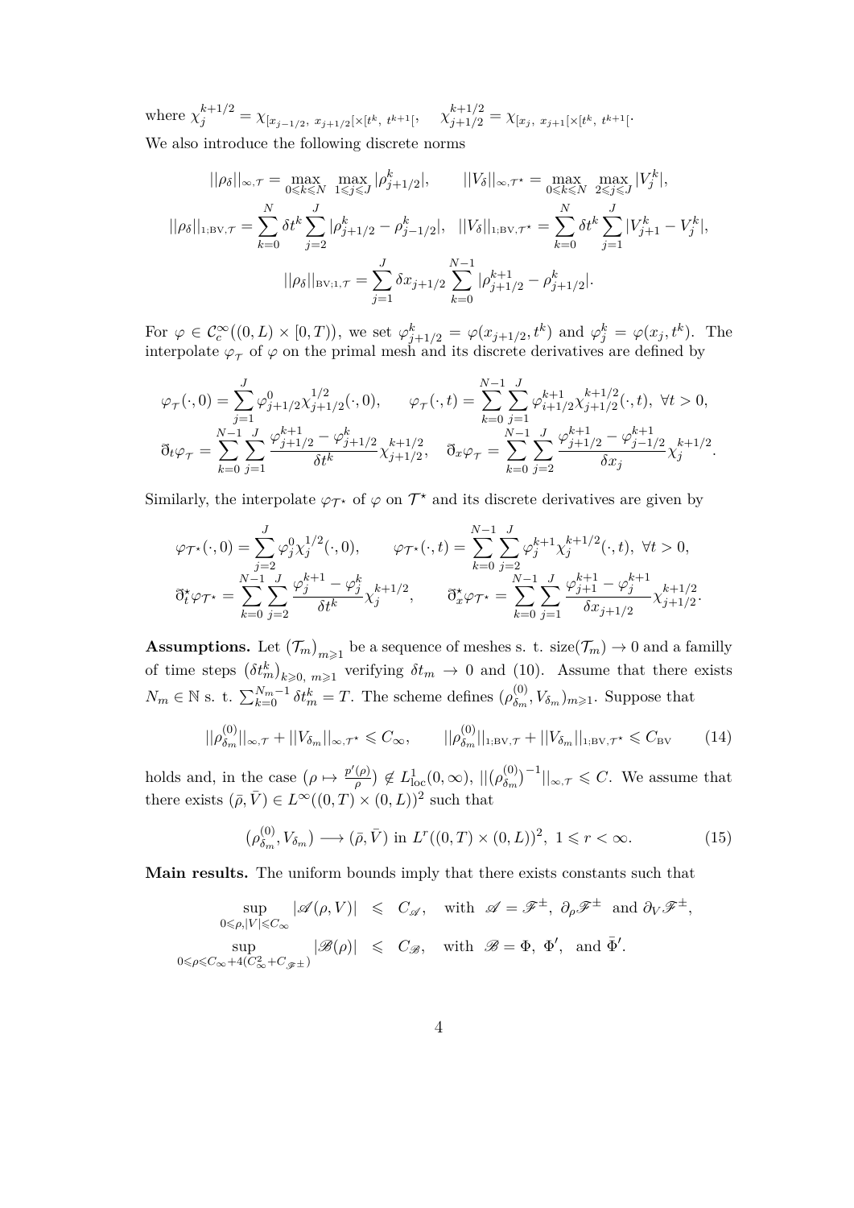where $\chi_j^{k+1/2} = \chi_{[x_{j-1/2},\ x_{j+1/2}[\times[t^k,\ t^{k+1}[}$, $\quad \chi_{j+1/2}^{k+1/2} = \chi_{[x_j,\ x_{j+1}[\times[t^k,\ t^{k+1}[}$.

We also introduce the following discrete norms

$$
||\rho_\delta||_{\infty,\mathcal{T}} = \max_{0\leqslant k\leqslant N}\ \max_{1\leqslant j\leqslant J} |\rho_{j+1/2}^k|, \qquad ||V_\delta||_{\infty,\mathcal{T}^\star} = \max_{0\leqslant k\leqslant N}\ \max_{2\leqslant j\leqslant J} |V_j^k|,
$$

$$
||\rho_\delta||_{1;\mathrm{BV},\mathcal{T}} = \sum_{k=0}^{N} \delta t^k \sum_{j=2}^{J} |\rho_{j+1/2}^k - \rho_{j-1/2}^k|, \quad ||V_\delta||_{1;\mathrm{BV},\mathcal{T}^\star} = \sum_{k=0}^{N} \delta t^k \sum_{j=1}^{J} |V_{j+1}^k - V_j^k|,
$$

$$
||\rho_\delta||_{\mathrm{BV};1,\mathcal{T}} = \sum_{j=1}^{J} \delta x_{j+1/2} \sum_{k=0}^{N-1} |\rho_{j+1/2}^{k+1} - \rho_{j+1/2}^k|.
$$

For $\varphi \in \mathcal{C}_c^\infty\big((0,L)\times[0,T)\big)$, we set $\varphi_{j+1/2}^k = \varphi(x_{j+1/2}, t^k)$ and $\varphi_j^k = \varphi(x_j, t^k)$. The interpolate $\varphi_\mathcal{T}$ of $\varphi$ on the primal mesh and its discrete derivatives are defined by

$$
\varphi_\mathcal{T}(\cdot,0) = \sum_{j=1}^{J} \varphi_{j+1/2}^0 \chi_{j+1/2}^{1/2}(\cdot,0), \qquad \varphi_\mathcal{T}(\cdot,t) = \sum_{k=0}^{N-1}\sum_{j=1}^{J} \varphi_{i+1/2}^{k+1} \chi_{j+1/2}^{k+1/2}(\cdot,t),\ \forall t>0,
$$

$$
\eth_t \varphi_\mathcal{T} = \sum_{k=0}^{N-1}\sum_{j=1}^{J} \frac{\varphi_{j+1/2}^{k+1} - \varphi_{j+1/2}^k}{\delta t^k} \chi_{j+1/2}^{k+1/2}, \quad \eth_x \varphi_\mathcal{T} = \sum_{k=0}^{N-1}\sum_{j=2}^{J} \frac{\varphi_{j+1/2}^{k+1} - \varphi_{j-1/2}^{k+1}}{\delta x_j} \chi_j^{k+1/2}.
$$

Similarly, the interpolate $\varphi_{\mathcal{T}^\star}$ of $\varphi$ on $\mathcal{T}^\star$ and its discrete derivatives are given by

$$
\varphi_{\mathcal{T}^\star}(\cdot,0) = \sum_{j=2}^{J} \varphi_j^0 \chi_j^{1/2}(\cdot,0), \qquad \varphi_{\mathcal{T}^\star}(\cdot,t) = \sum_{k=0}^{N-1}\sum_{j=2}^{J} \varphi_j^{k+1} \chi_j^{k+1/2}(\cdot,t),\ \forall t>0,
$$

$$
\eth_t^\star \varphi_{\mathcal{T}^\star} = \sum_{k=0}^{N-1}\sum_{j=2}^{J} \frac{\varphi_j^{k+1} - \varphi_j^k}{\delta t^k} \chi_j^{k+1/2}, \qquad \eth_x^\star \varphi_{\mathcal{T}^\star} = \sum_{k=0}^{N-1}\sum_{j=1}^{J} \frac{\varphi_{j+1}^{k+1} - \varphi_j^{k+1}}{\delta x_{j+1/2}} \chi_{j+1/2}^{k+1/2}.
$$

**Assumptions.** Let $(\mathcal{T}_m)_{m\geqslant 1}$ be a sequence of meshes s. t. $\mathrm{size}(\mathcal{T}_m) \to 0$ and a familly of time steps $(\delta t_m^k)_{k\geqslant 0,\ m\geqslant 1}$ verifying $\delta t_m \to 0$ and (10). Assume that there exists $N_m \in \mathbb{N}$ s. t. $\sum_{k=0}^{N_m-1} \delta t_m^k = T$. The scheme defines $(\rho_{\delta_m}^{(0)}, V_{\delta_m})_{m\geqslant 1}$. Suppose that

$$
||\rho_{\delta_m}^{(0)}||_{\infty,\mathcal{T}} + ||V_{\delta_m}||_{\infty,\mathcal{T}^\star} \leqslant C_\infty, \qquad ||\rho_{\delta_m}^{(0)}||_{1;\mathrm{BV},\mathcal{T}} + ||V_{\delta_m}||_{1;\mathrm{BV},\mathcal{T}^\star} \leqslant C_{\mathrm{BV}} \tag{14}
$$

holds and, in the case $(\rho \mapsto \frac{p'(\rho)}{\rho}) \notin L^1_{\mathrm{loc}}(0,\infty)$, $||(\rho_{\delta_m}^{(0)})^{-1}||_{\infty,\mathcal{T}} \leqslant C$. We assume that there exists $(\bar\rho, \bar V) \in L^\infty((0,T)\times(0,L))^2$ such that

$$
(\rho_{\delta_m}^{(0)}, V_{\delta_m}) \longrightarrow (\bar\rho, \bar V) \text{ in } L^r((0,T)\times(0,L))^2,\ 1\leqslant r<\infty. \tag{15}
$$

**Main results.** The uniform bounds imply that there exists constants such that

$$
\sup_{0\leqslant\rho, |V|\leqslant C_\infty} |\mathscr{A}(\rho,V)| \ \leqslant\ C_\mathscr{A}, \quad \text{with } \mathscr{A} = \mathscr{F}^\pm,\ \partial_\rho\mathscr{F}^\pm \text{ and } \partial_V\mathscr{F}^\pm,
$$

$$
\sup_{0\leqslant\rho\leqslant C_\infty + 4(C_\infty^2 + C_{\mathscr{F}^\pm})} |\mathscr{B}(\rho)| \ \leqslant\ C_\mathscr{B}, \quad \text{with } \mathscr{B} = \Phi,\ \Phi', \text{ and } \bar\Phi'.
$$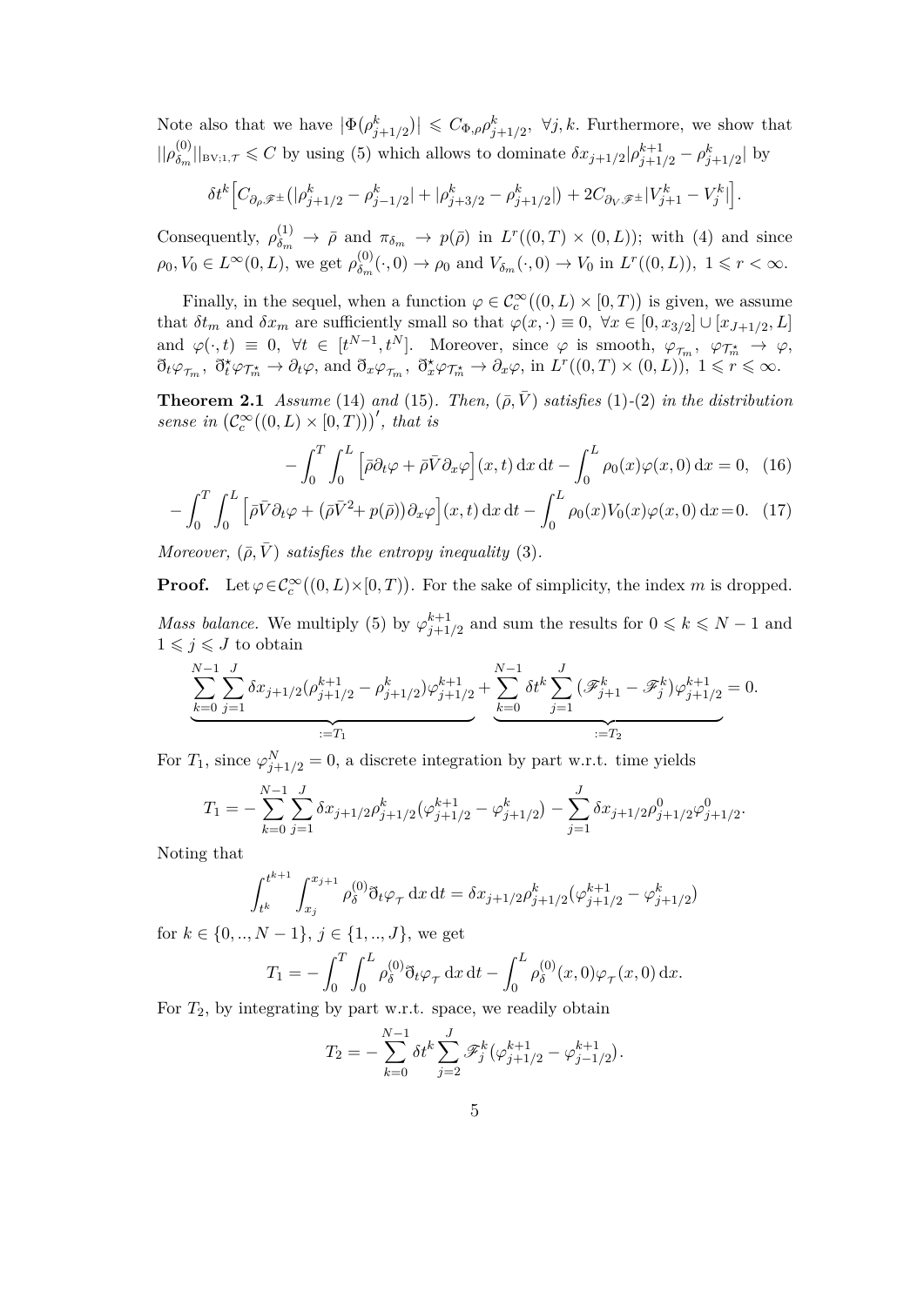Note also that we have $|\Phi(\rho^k_{j+1/2})| \leqslant C_{\Phi,\rho}\rho^k_{j+1/2},\ \forall j,k$. Furthermore, we show that $||\rho^{(0)}_{\delta_m}||_{\text{BV};1,\mathcal{T}} \leqslant C$ by using (5) which allows to dominate $\delta x_{j+1/2}|\rho^{k+1}_{j+1/2} - \rho^k_{j+1/2}|$ by

$$\delta t^k\Big[C_{\partial_\rho \mathscr{F}^\pm}(|\rho^k_{j+1/2} - \rho^k_{j-1/2}| + |\rho^k_{j+3/2} - \rho^k_{j+1/2}|) + 2C_{\partial_V \mathscr{F}^\pm}|V^k_{j+1} - V^k_j|\Big].$$

Consequently, $\rho^{(1)}_{\delta_m} \to \bar\rho$ and $\pi_{\delta_m} \to p(\bar\rho)$ in $L^r((0,T)\times(0,L))$; with (4) and since $\rho_0, V_0 \in L^\infty(0,L)$, we get $\rho^{(0)}_{\delta_m}(\cdot,0) \to \rho_0$ and $V_{\delta_m}(\cdot,0) \to V_0$ in $L^r((0,L)),\ 1 \leqslant r < \infty$.

Finally, in the sequel, when a function $\varphi \in \mathcal{C}^\infty_c\big((0,L)\times[0,T)\big)$ is given, we assume that $\delta t_m$ and $\delta x_m$ are sufficiently small so that $\varphi(x,\cdot) \equiv 0,\ \forall x \in [0, x_{3/2}] \cup [x_{J+1/2}, L]$ and $\varphi(\cdot,t) \equiv 0,\ \forall t \in [t^{N-1}, t^N]$. Moreover, since $\varphi$ is smooth, $\varphi_{\mathcal{T}_m},\ \varphi_{\mathcal{T}^\star_m} \to \varphi$, $\eth_t\varphi_{\mathcal{T}_m},\ \eth^\star_t\varphi_{\mathcal{T}^\star_m} \to \partial_t\varphi$, and $\eth_x\varphi_{\mathcal{T}_m},\ \eth^\star_x\varphi_{\mathcal{T}^\star_m} \to \partial_x\varphi$, in $L^r((0,T)\times(0,L)),\ 1 \leqslant r \leqslant \infty$.

**Theorem 2.1** *Assume* (14) *and* (15). *Then, $(\bar\rho, \bar V)$ satisfies* (1)-(2) *in the distribution sense in $\big(\mathcal{C}^\infty_c((0,L)\times[0,T))\big)'$, that is*

$$-\int_0^T\int_0^L \Big[\bar\rho\partial_t\varphi + \bar\rho\bar V\partial_x\varphi\Big](x,t)\,\mathrm{d}x\,\mathrm{d}t - \int_0^L \rho_0(x)\varphi(x,0)\,\mathrm{d}x = 0, \quad (16)$$

$$-\int_0^T\int_0^L \Big[\bar\rho\bar V\partial_t\varphi + (\bar\rho\bar V^2 + p(\bar\rho))\partial_x\varphi\Big](x,t)\,\mathrm{d}x\,\mathrm{d}t - \int_0^L \rho_0(x)V_0(x)\varphi(x,0)\,\mathrm{d}x = 0. \quad (17)$$

*Moreover, $(\bar\rho, \bar V)$ satisfies the entropy inequality* (3).

**Proof.** Let $\varphi \in \mathcal{C}^\infty_c\big((0,L)\times[0,T)\big)$. For the sake of simplicity, the index $m$ is dropped.

*Mass balance.* We multiply (5) by $\varphi^{k+1}_{j+1/2}$ and sum the results for $0 \leqslant k \leqslant N-1$ and $1 \leqslant j \leqslant J$ to obtain

$$\underbrace{\sum_{k=0}^{N-1}\sum_{j=1}^{J}\delta x_{j+1/2}(\rho^{k+1}_{j+1/2} - \rho^k_{j+1/2})\varphi^{k+1}_{j+1/2}}_{:=T_1} + \underbrace{\sum_{k=0}^{N-1}\delta t^k\sum_{j=1}^{J}(\mathscr{F}^k_{j+1} - \mathscr{F}^k_j)\varphi^{k+1}_{j+1/2}}_{:=T_2} = 0.$$

For $T_1$, since $\varphi^N_{j+1/2} = 0$, a discrete integration by part w.r.t. time yields

$$T_1 = -\sum_{k=0}^{N-1}\sum_{j=1}^{J}\delta x_{j+1/2}\rho^k_{j+1/2}(\varphi^{k+1}_{j+1/2} - \varphi^k_{j+1/2}) - \sum_{j=1}^{J}\delta x_{j+1/2}\rho^0_{j+1/2}\varphi^0_{j+1/2}.$$

Noting that

$$\int_{t^k}^{t^{k+1}}\int_{x_j}^{x_{j+1}} \rho^{(0)}_\delta\eth_t\varphi_{\mathcal{T}}\,\mathrm{d}x\,\mathrm{d}t = \delta x_{j+1/2}\rho^k_{j+1/2}(\varphi^{k+1}_{j+1/2} - \varphi^k_{j+1/2})$$

for $k \in \{0,..,N-1\}$, $j \in \{1,..,J\}$, we get

$$T_1 = -\int_0^T\int_0^L \rho^{(0)}_\delta\eth_t\varphi_{\mathcal{T}}\,\mathrm{d}x\,\mathrm{d}t - \int_0^L \rho^{(0)}_\delta(x,0)\varphi_{\mathcal{T}}(x,0)\,\mathrm{d}x.$$

For $T_2$, by integrating by part w.r.t. space, we readily obtain

$$T_2 = -\sum_{k=0}^{N-1}\delta t^k\sum_{j=2}^{J}\mathscr{F}^k_j(\varphi^{k+1}_{j+1/2} - \varphi^{k+1}_{j-1/2}).$$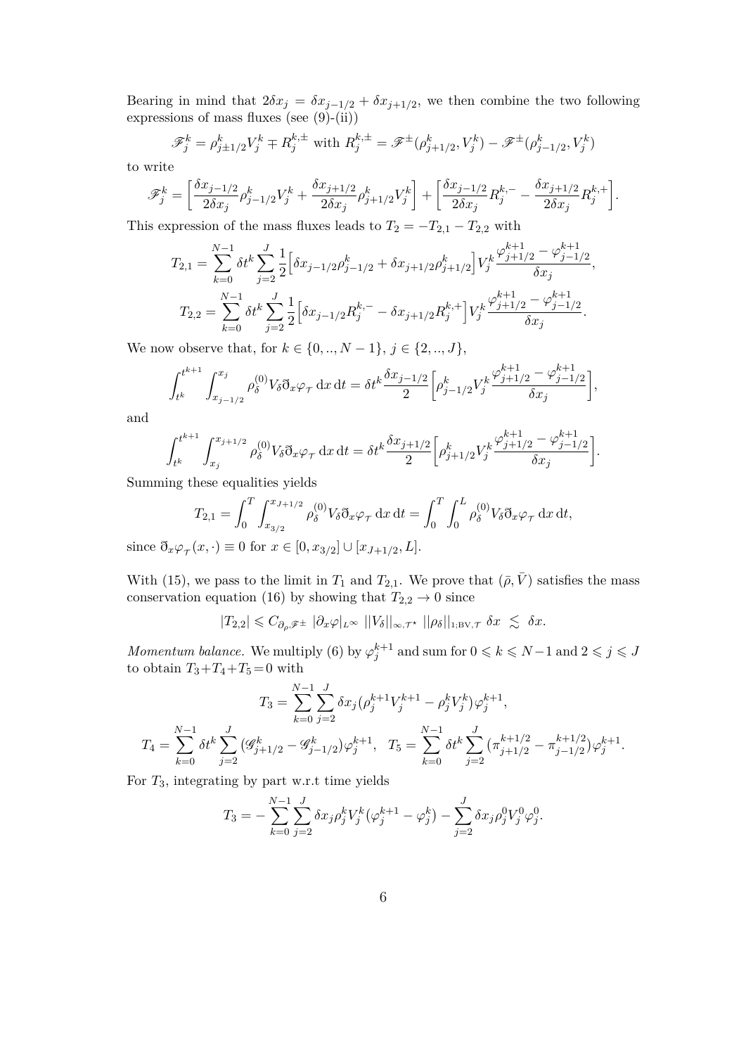Bearing in mind that $2\delta x_j = \delta x_{j-1/2} + \delta x_{j+1/2}$, we then combine the two following expressions of mass fluxes (see (9)-(ii))

$$\mathscr{F}_j^k = \rho_{j\pm 1/2}^k V_j^k \mp R_j^{k,\pm} \text{ with } R_j^{k,\pm} = \mathscr{F}^{\pm}(\rho_{j+1/2}^k, V_j^k) - \mathscr{F}^{\pm}(\rho_{j-1/2}^k, V_j^k)$$

to write

$$\mathscr{F}_j^k = \Big[\frac{\delta x_{j-1/2}}{2\delta x_j}\rho_{j-1/2}^k V_j^k + \frac{\delta x_{j+1/2}}{2\delta x_j}\rho_{j+1/2}^k V_j^k\Big] + \Big[\frac{\delta x_{j-1/2}}{2\delta x_j} R_j^{k,-} - \frac{\delta x_{j+1/2}}{2\delta x_j} R_j^{k,+}\Big].$$

This expression of the mass fluxes leads to $T_2 = -T_{2,1} - T_{2,2}$ with

$$T_{2,1} = \sum_{k=0}^{N-1} \delta t^k \sum_{j=2}^{J} \frac{1}{2}\Big[\delta x_{j-1/2}\rho_{j-1/2}^k + \delta x_{j+1/2}\rho_{j+1/2}^k\Big] V_j^k \frac{\varphi_{j+1/2}^{k+1} - \varphi_{j-1/2}^{k+1}}{\delta x_j},$$

$$T_{2,2} = \sum_{k=0}^{N-1} \delta t^k \sum_{j=2}^{J} \frac{1}{2}\Big[\delta x_{j-1/2} R_j^{k,-} - \delta x_{j+1/2} R_j^{k,+}\Big] V_j^k \frac{\varphi_{j+1/2}^{k+1} - \varphi_{j-1/2}^{k+1}}{\delta x_j}.$$

We now observe that, for $k \in \{0,..,N-1\}$, $j \in \{2,..,J\}$,

$$\int_{t^k}^{t^{k+1}} \int_{x_{j-1/2}}^{x_j} \rho_\delta^{(0)} V_\delta \eth_x \varphi_{\mathcal{T}} \,\mathrm{d}x\,\mathrm{d}t = \delta t^k \frac{\delta x_{j-1/2}}{2}\Big[\rho_{j-1/2}^k V_j^k \frac{\varphi_{j+1/2}^{k+1} - \varphi_{j-1/2}^{k+1}}{\delta x_j}\Big],$$

and

$$\int_{t^k}^{t^{k+1}} \int_{x_j}^{x_{j+1/2}} \rho_\delta^{(0)} V_\delta \eth_x \varphi_{\mathcal{T}} \,\mathrm{d}x\,\mathrm{d}t = \delta t^k \frac{\delta x_{j+1/2}}{2}\Big[\rho_{j+1/2}^k V_j^k \frac{\varphi_{j+1/2}^{k+1} - \varphi_{j-1/2}^{k+1}}{\delta x_j}\Big].$$

Summing these equalities yields

$$T_{2,1} = \int_0^T \int_{x_{3/2}}^{x_{J+1/2}} \rho_\delta^{(0)} V_\delta \eth_x \varphi_{\mathcal{T}} \,\mathrm{d}x\,\mathrm{d}t = \int_0^T \int_0^L \rho_\delta^{(0)} V_\delta \eth_x \varphi_{\mathcal{T}} \,\mathrm{d}x\,\mathrm{d}t,$$

since $\eth_x \varphi_{\mathcal{T}}(x,\cdot) \equiv 0$ for $x \in [0, x_{3/2}] \cup [x_{J+1/2}, L]$.

With (15), we pass to the limit in $T_1$ and $T_{2,1}$. We prove that $(\bar\rho, \bar V)$ satisfies the mass conservation equation (16) by showing that $T_{2,2} \to 0$ since

$$|T_{2,2}| \leqslant C_{\partial_\rho \mathscr{F}^\pm}\ |\partial_x \varphi|_{L^\infty}\ ||V_\delta||_{\infty,\mathcal{T}^\star}\ ||\rho_\delta||_{1;\mathrm{BV},\mathcal{T}}\ \delta x\ \lesssim\ \delta x.$$

*Momentum balance.* We multiply (6) by $\varphi_j^{k+1}$ and sum for $0 \leqslant k \leqslant N-1$ and $2 \leqslant j \leqslant J$ to obtain $T_3 + T_4 + T_5 = 0$ with

$$T_3 = \sum_{k=0}^{N-1}\sum_{j=2}^{J} \delta x_j (\rho_j^{k+1} V_j^{k+1} - \rho_j^k V_j^k)\varphi_j^{k+1},$$

$$T_4 = \sum_{k=0}^{N-1} \delta t^k \sum_{j=2}^{J} (\mathscr{G}_{j+1/2}^k - \mathscr{G}_{j-1/2}^k)\varphi_j^{k+1}, \quad T_5 = \sum_{k=0}^{N-1} \delta t^k \sum_{j=2}^{J} (\pi_{j+1/2}^{k+1/2} - \pi_{j-1/2}^{k+1/2})\varphi_j^{k+1}.$$

For $T_3$, integrating by part w.r.t time yields

$$T_3 = -\sum_{k=0}^{N-1}\sum_{j=2}^{J} \delta x_j \rho_j^k V_j^k (\varphi_j^{k+1} - \varphi_j^k) - \sum_{j=2}^{J} \delta x_j \rho_j^0 V_j^0 \varphi_j^0.$$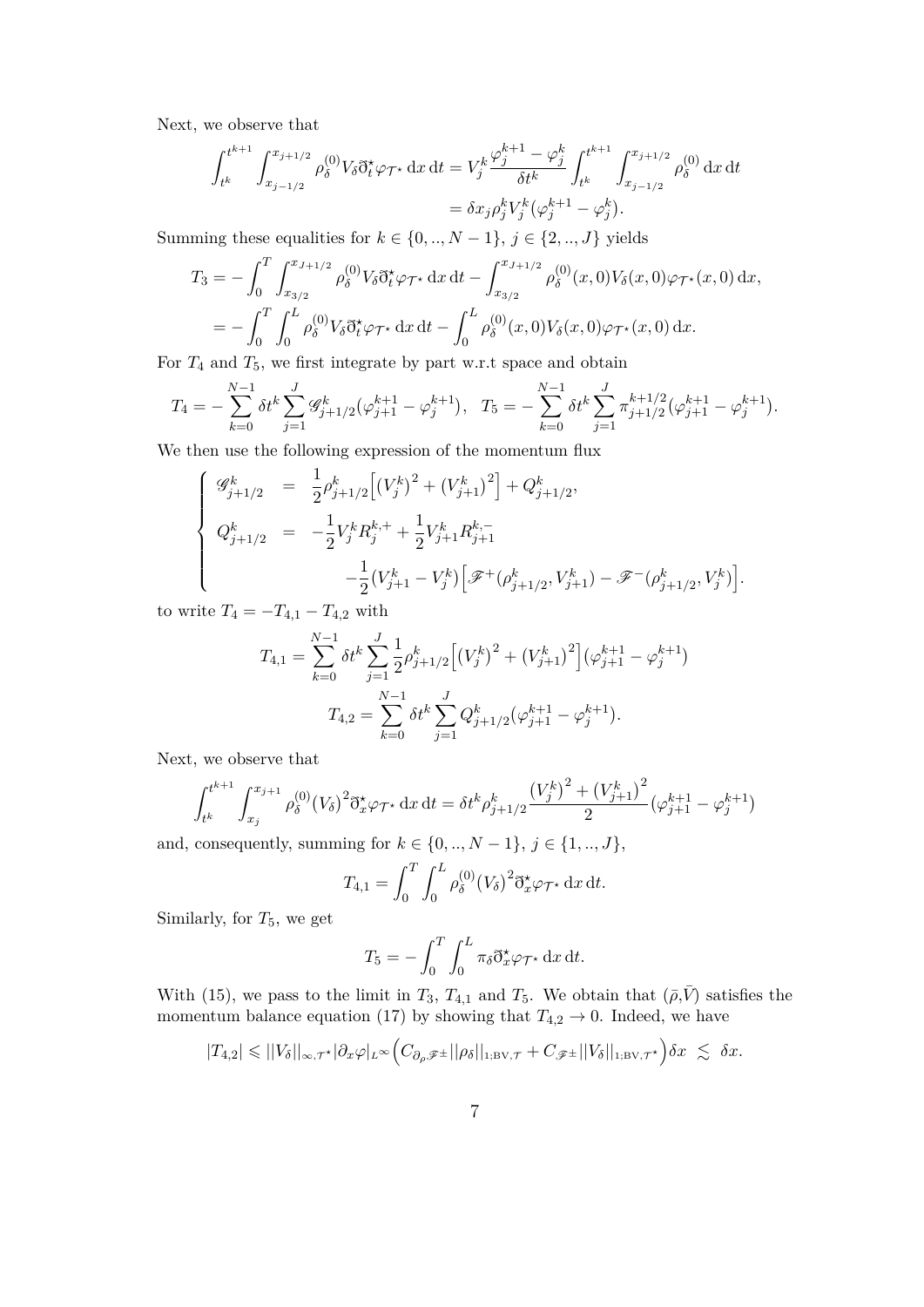Next, we observe that

$$\int_{t^k}^{t^{k+1}}\int_{x_{j-1/2}}^{x_{j+1/2}} \rho_\delta^{(0)} V_\delta \eth_t^\star \varphi_{\mathcal{T}^\star}\,\mathrm{d}x\,\mathrm{d}t = V_j^k \frac{\varphi_j^{k+1}-\varphi_j^k}{\delta t^k}\int_{t^k}^{t^{k+1}}\int_{x_{j-1/2}}^{x_{j+1/2}} \rho_\delta^{(0)}\,\mathrm{d}x\,\mathrm{d}t$$
$$= \delta x_j \rho_j^k V_j^k(\varphi_j^{k+1}-\varphi_j^k).$$

Summing these equalities for $k\in\{0,..,N-1\}$, $j\in\{2,..,J\}$ yields

$$T_3 = -\int_0^T\int_{x_{3/2}}^{x_{J+1/2}} \rho_\delta^{(0)} V_\delta \eth_t^\star \varphi_{\mathcal{T}^\star}\,\mathrm{d}x\,\mathrm{d}t - \int_{x_{3/2}}^{x_{J+1/2}} \rho_\delta^{(0)}(x,0)V_\delta(x,0)\varphi_{\mathcal{T}^\star}(x,0)\,\mathrm{d}x,$$
$$= -\int_0^T\int_0^L \rho_\delta^{(0)} V_\delta \eth_t^\star \varphi_{\mathcal{T}^\star}\,\mathrm{d}x\,\mathrm{d}t - \int_0^L \rho_\delta^{(0)}(x,0)V_\delta(x,0)\varphi_{\mathcal{T}^\star}(x,0)\,\mathrm{d}x.$$

For $T_4$ and $T_5$, we first integrate by part w.r.t space and obtain

$$T_4 = -\sum_{k=0}^{N-1}\delta t^k \sum_{j=1}^{J} \mathscr{G}_{j+1/2}^k(\varphi_{j+1}^{k+1}-\varphi_j^{k+1}),\quad T_5 = -\sum_{k=0}^{N-1}\delta t^k \sum_{j=1}^{J} \pi_{j+1/2}^{k+1/2}(\varphi_{j+1}^{k+1}-\varphi_j^{k+1}).$$

We then use the following expression of the momentum flux

$$\begin{cases} \mathscr{G}_{j+1/2}^k &=& \dfrac{1}{2}\rho_{j+1/2}^k\Big[\big(V_j^k\big)^2+\big(V_{j+1}^k\big)^2\Big]+Q_{j+1/2}^k, \\ Q_{j+1/2}^k &=& -\dfrac{1}{2}V_j^k R_j^{k,+}+\dfrac{1}{2}V_{j+1}^k R_{j+1}^{k,-} \\ & & \quad -\dfrac{1}{2}(V_{j+1}^k-V_j^k)\Big[\mathscr{F}^+(\rho_{j+1/2}^k,V_{j+1}^k)-\mathscr{F}^-(\rho_{j+1/2}^k,V_j^k)\Big]. \end{cases}$$

to write $T_4 = -T_{4,1}-T_{4,2}$ with

$$T_{4,1} = \sum_{k=0}^{N-1}\delta t^k\sum_{j=1}^{J}\frac{1}{2}\rho_{j+1/2}^k\Big[\big(V_j^k\big)^2+\big(V_{j+1}^k\big)^2\Big](\varphi_{j+1}^{k+1}-\varphi_j^{k+1})$$
$$T_{4,2} = \sum_{k=0}^{N-1}\delta t^k\sum_{j=1}^{J} Q_{j+1/2}^k(\varphi_{j+1}^{k+1}-\varphi_j^{k+1}).$$

Next, we observe that

$$\int_{t^k}^{t^{k+1}}\int_{x_j}^{x_{j+1}} \rho_\delta^{(0)}\big(V_\delta\big)^2 \eth_x^\star\varphi_{\mathcal{T}^\star}\,\mathrm{d}x\,\mathrm{d}t = \delta t^k \rho_{j+1/2}^k \frac{\big(V_j^k\big)^2+\big(V_{j+1}^k\big)^2}{2}(\varphi_{j+1}^{k+1}-\varphi_j^{k+1})$$

and, consequently, summing for $k\in\{0,..,N-1\}$, $j\in\{1,..,J\}$,

$$T_{4,1} = \int_0^T\int_0^L \rho_\delta^{(0)}\big(V_\delta\big)^2 \eth_x^\star\varphi_{\mathcal{T}^\star}\,\mathrm{d}x\,\mathrm{d}t.$$

Similarly, for $T_5$, we get

$$T_5 = -\int_0^T\int_0^L \pi_\delta \eth_x^\star\varphi_{\mathcal{T}^\star}\,\mathrm{d}x\,\mathrm{d}t.$$

With (15), we pass to the limit in $T_3$, $T_{4,1}$ and $T_5$. We obtain that $(\bar\rho,\bar V)$ satisfies the momentum balance equation (17) by showing that $T_{4,2}\to 0$. Indeed, we have

$$|T_{4,2}| \leqslant ||V_\delta||_{\infty,\mathcal{T}^\star}|\partial_x\varphi|_{L^\infty}\Big(C_{\partial_\rho\mathscr{F}^\pm}||\rho_\delta||_{1;\mathrm{BV},\mathcal{T}} + C_{\mathscr{F}^\pm}||V_\delta||_{1;\mathrm{BV},\mathcal{T}^\star}\Big)\delta x \;\lesssim\; \delta x.$$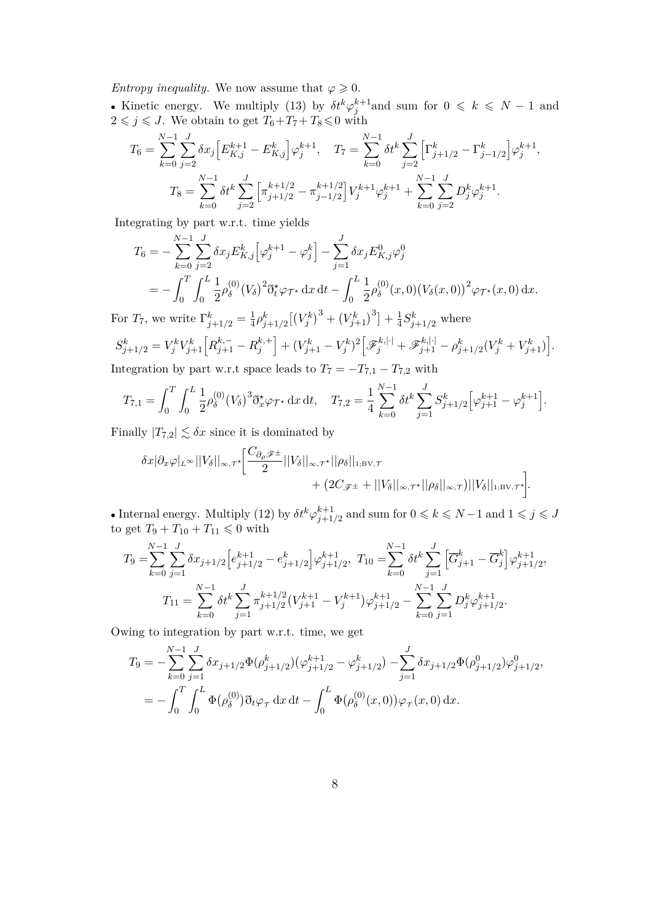*Entropy inequality.* We now assume that $\varphi \geqslant 0$.

• Kinetic energy. We multiply (13) by $\delta t^k \varphi_j^{k+1}$and sum for $0 \leqslant k \leqslant N-1$ and $2 \leqslant j \leqslant J$. We obtain to get $T_6+T_7+T_8 \leqslant 0$ with

$$T_6 = \sum_{k=0}^{N-1}\sum_{j=2}^{J} \delta x_j \Big[E_{K,j}^{k+1} - E_{K,j}^{k}\Big]\varphi_j^{k+1}, \quad T_7 = \sum_{k=0}^{N-1} \delta t^k \sum_{j=2}^{J}\Big[\Gamma_{j+1/2}^k - \Gamma_{j-1/2}^k\Big]\varphi_j^{k+1},$$

$$T_8 = \sum_{k=0}^{N-1} \delta t^k \sum_{j=2}^{J}\Big[\pi_{j+1/2}^{k+1/2} - \pi_{j-1/2}^{k+1/2}\Big]V_j^{k+1}\varphi_j^{k+1} + \sum_{k=0}^{N-1}\sum_{j=2}^{J} D_j^k \varphi_j^{k+1}.$$

Integrating by part w.r.t. time yields

$$\begin{aligned}
T_6 &= -\sum_{k=0}^{N-1}\sum_{j=2}^{J} \delta x_j E_{K,j}^k \Big[\varphi_j^{k+1} - \varphi_j^k\Big] - \sum_{j=1}^{J} \delta x_j E_{K,j}^0 \varphi_j^0 \\
&= -\int_0^T\int_0^L \frac{1}{2}\rho_\delta^{(0)}\big(V_\delta\big)^2 \eth_t^\star \varphi_{\mathcal{T}^\star}\,\mathrm{d}x\,\mathrm{d}t - \int_0^L \frac{1}{2}\rho_\delta^{(0)}(x,0)\big(V_\delta(x,0)\big)^2\varphi_{\mathcal{T}^\star}(x,0)\,\mathrm{d}x.
\end{aligned}$$

For $T_7$, we write $\Gamma_{j+1/2}^k = \frac{1}{4}\rho_{j+1/2}^k\big[\big(V_j^k\big)^3 + \big(V_{j+1}^k\big)^3\big] + \frac{1}{4}S_{j+1/2}^k$ where

$$S_{j+1/2}^k = V_j^k V_{j+1}^k\Big[R_{j+1}^{k,-} - R_j^{k,+}\Big] + (V_{j+1}^k - V_j^k)^2\Big[\mathscr{F}_j^{k,|\cdot|} + \mathscr{F}_{j+1}^{k,|\cdot|} - \rho_{j+1/2}^k(V_j^k + V_{j+1}^k)\Big].$$

Integration by part w.r.t space leads to $T_7 = -T_{7,1} - T_{7,2}$ with

$$T_{7,1} = \int_0^T\int_0^L \frac{1}{2}\rho_\delta^{(0)}\big(V_\delta\big)^3 \eth_x^\star \varphi_{\mathcal{T}^\star}\,\mathrm{d}x\,\mathrm{d}t, \quad T_{7,2} = \frac{1}{4}\sum_{k=0}^{N-1}\delta t^k \sum_{j=1}^{J} S_{j+1/2}^k\Big[\varphi_{j+1}^{k+1} - \varphi_j^{k+1}\Big].$$

Finally $|T_{7,2}| \lesssim \delta x$ since it is dominated by

$$\delta x|\partial_x\varphi|_{L^\infty}||V_\delta||_{\infty,\mathcal{T}^\star}\Big[\frac{C_{\partial_\rho \mathscr{F}^\pm}}{2}||V_\delta||_{\infty,\mathcal{T}^\star}||\rho_\delta||_{1;\mathrm{BV},\mathcal{T}} + \big(2C_{\mathscr{F}^\pm} + ||V_\delta||_{\infty,\mathcal{T}^\star}||\rho_\delta||_{\infty,\mathcal{T}}\big)||V_\delta||_{1;\mathrm{BV},\mathcal{T}^\star}\Big].$$

• Internal energy. Multiply (12) by $\delta t^k \varphi_{j+1/2}^{k+1}$ and sum for $0 \leqslant k \leqslant N-1$ and $1 \leqslant j \leqslant J$ to get $T_9 + T_{10} + T_{11} \leqslant 0$ with

$$T_9 = \sum_{k=0}^{N-1}\sum_{j=1}^{J} \delta x_{j+1/2}\Big[e_{j+1/2}^{k+1} - e_{j+1/2}^k\Big]\varphi_{j+1/2}^{k+1}, \; T_{10} = \sum_{k=0}^{N-1}\delta t^k \sum_{j=1}^{J}\Big[\overline{G}_{j+1}^k - \overline{G}_j^k\Big]\varphi_{j+1/2}^{k+1},$$

$$T_{11} = \sum_{k=0}^{N-1}\delta t^k \sum_{j=1}^{J} \pi_{j+1/2}^{k+1/2}(V_{j+1}^{k+1} - V_j^{k+1})\varphi_{j+1/2}^{k+1} - \sum_{k=0}^{N-1}\sum_{j=1}^{J} D_j^k \varphi_{j+1/2}^{k+1}.$$

Owing to integration by part w.r.t. time, we get

$$\begin{aligned}
T_9 &= -\sum_{k=0}^{N-1}\sum_{j=1}^{J} \delta x_{j+1/2}\Phi(\rho_{j+1/2}^k)(\varphi_{j+1/2}^{k+1} - \varphi_{j+1/2}^k) - \sum_{j=1}^{J}\delta x_{j+1/2}\Phi(\rho_{j+1/2}^0)\varphi_{j+1/2}^0, \\
&= -\int_0^T\int_0^L \Phi\big(\rho_\delta^{(0)}\big)\eth_t\varphi_{\mathcal{T}}\,\mathrm{d}x\,\mathrm{d}t - \int_0^L \Phi\big(\rho_\delta^{(0)}(x,0)\big)\varphi_{\mathcal{T}}(x,0)\,\mathrm{d}x.
\end{aligned}$$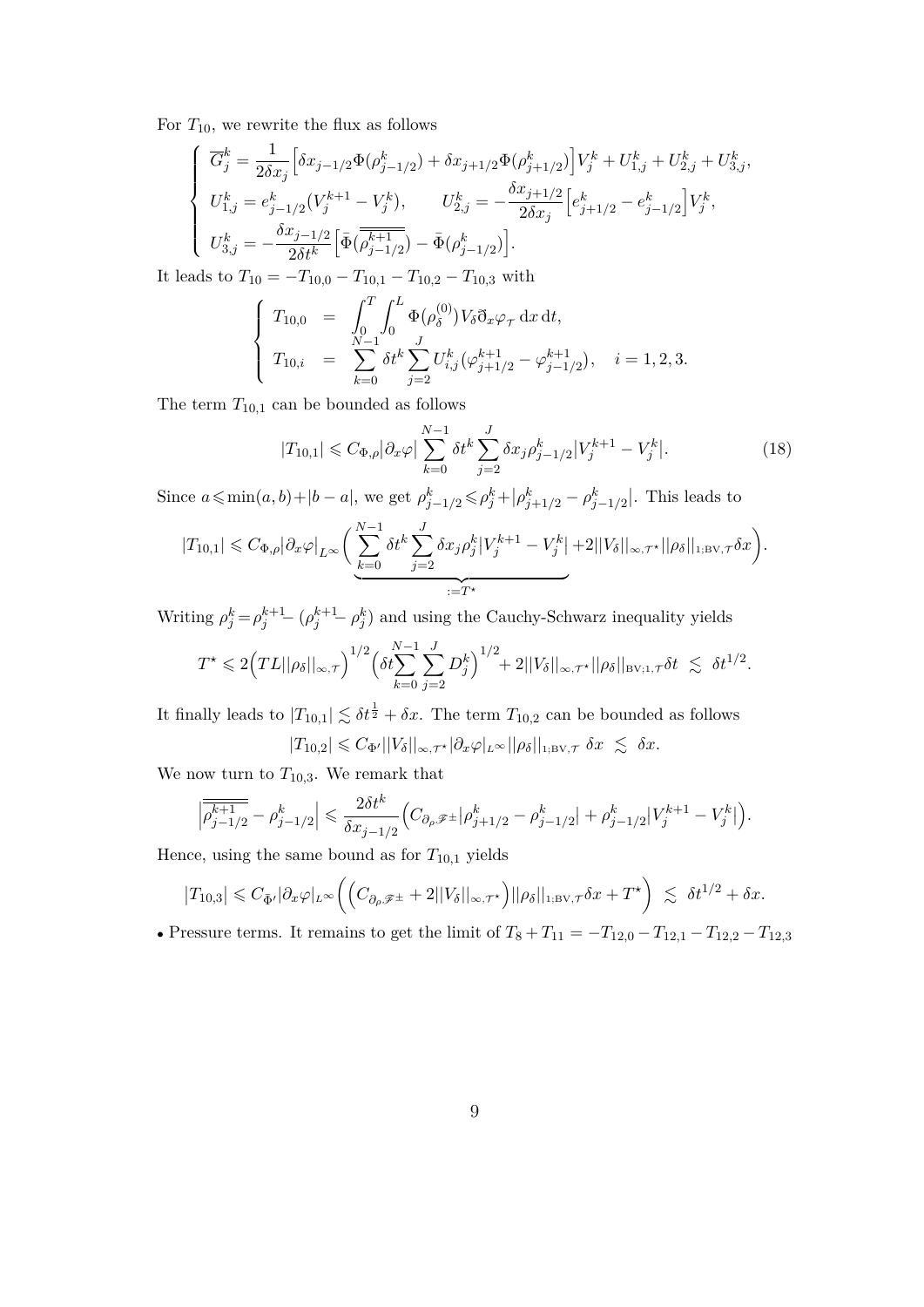For $T_{10}$, we rewrite the flux as follows

$$
\left\{
\begin{array}{l}
\overline{G}_j^k = \dfrac{1}{2\delta x_j}\Big[\delta x_{j-1/2}\Phi(\rho_{j-1/2}^k) + \delta x_{j+1/2}\Phi(\rho_{j+1/2}^k)\Big]V_j^k + U_{1,j}^k + U_{2,j}^k + U_{3,j}^k,\\
U_{1,j}^k = e_{j-1/2}^k(V_j^{k+1} - V_j^k), \qquad U_{2,j}^k = -\dfrac{\delta x_{j+1/2}}{2\delta x_j}\Big[e_{j+1/2}^k - e_{j-1/2}^k\Big]V_j^k,\\
U_{3,j}^k = -\dfrac{\delta x_{j-1/2}}{2\delta t^k}\Big[\bar{\Phi}(\overline{\overline{\rho_{j-1/2}^{k+1}}}) - \bar{\Phi}(\rho_{j-1/2}^k)\Big].
\end{array}
\right.
$$

It leads to $T_{10} = -T_{10,0} - T_{10,1} - T_{10,2} - T_{10,3}$ with

$$
\left\{
\begin{array}{rcl}
T_{10,0} &=& \displaystyle\int_0^T\int_0^L \Phi(\rho_\delta^{(0)})V_\delta \eth_x\varphi_{\mathcal{T}}\,\mathrm{d}x\,\mathrm{d}t,\\
T_{10,i} &=& \displaystyle\sum_{k=0}^{N-1}\delta t^k\sum_{j=2}^{J}U_{i,j}^k(\varphi_{j+1/2}^{k+1} - \varphi_{j-1/2}^{k+1}), \quad i = 1,2,3.
\end{array}
\right.
$$

The term $T_{10,1}$ can be bounded as follows

$$
|T_{10,1}| \leqslant C_{\Phi,\rho}|\partial_x\varphi|\sum_{k=0}^{N-1}\delta t^k\sum_{j=2}^{J}\delta x_j\rho_{j-1/2}^k|V_j^{k+1} - V_j^k|. \tag{18}
$$

Since $a \leqslant \min(a,b) + |b-a|$, we get $\rho_{j-1/2}^k \leqslant \rho_j^k + |\rho_{j+1/2}^k - \rho_{j-1/2}^k|$. This leads to

$$
|T_{10,1}| \leqslant C_{\Phi,\rho}|\partial_x\varphi|_{L^\infty}\bigg(\underbrace{\sum_{k=0}^{N-1}\delta t^k\sum_{j=2}^{J}\delta x_j\rho_j^k|V_j^{k+1} - V_j^k|}_{:=T^\star} + 2||V_\delta||_{\infty,\mathcal{T}^\star}||\rho_\delta||_{1;\mathrm{BV},\mathcal{T}}\delta x\bigg).
$$

Writing $\rho_j^k = \rho_j^{k+1} - (\rho_j^{k+1} - \rho_j^k)$ and using the Cauchy-Schwarz inequality yields

$$
T^\star \leqslant 2\Big(TL||\rho_\delta||_{\infty,\mathcal{T}}\Big)^{1/2}\Big(\delta t\sum_{k=0}^{N-1}\sum_{j=2}^{J}D_j^k\Big)^{1/2} + 2||V_\delta||_{\infty,\mathcal{T}^\star}||\rho_\delta||_{\mathrm{BV};1,\mathcal{T}}\delta t \;\lesssim\; \delta t^{1/2}.
$$

It finally leads to $|T_{10,1}| \lesssim \delta t^{\frac{1}{2}} + \delta x$. The term $T_{10,2}$ can be bounded as follows

$$
|T_{10,2}| \leqslant C_{\Phi'}||V_\delta||_{\infty,\mathcal{T}^\star}|\partial_x\varphi|_{L^\infty}||\rho_\delta||_{1;\mathrm{BV},\mathcal{T}}\;\delta x \;\lesssim\; \delta x.
$$

We now turn to $T_{10,3}$. We remark that

$$
\Big|\overline{\overline{\rho_{j-1/2}^{k+1}}} - \rho_{j-1/2}^k\Big| \leqslant \frac{2\delta t^k}{\delta x_{j-1/2}}\Big(C_{\partial_\rho\mathscr{F}^\pm}|\rho_{j+1/2}^k - \rho_{j-1/2}^k| + \rho_{j-1/2}^k|V_j^{k+1} - V_j^k|\Big).
$$

Hence, using the same bound as for $T_{10,1}$ yields

$$
\big|T_{10,3}\big| \leqslant C_{\bar{\Phi}'}|\partial_x\varphi|_{L^\infty}\bigg(\Big(C_{\partial_\rho\mathscr{F}^\pm} + 2||V_\delta||_{\infty,\mathcal{T}^\star}\Big)||\rho_\delta||_{1;\mathrm{BV},\mathcal{T}}\delta x + T^\star\bigg) \;\lesssim\; \delta t^{1/2} + \delta x.
$$

- Pressure terms. It remains to get the limit of $T_8 + T_{11} = -T_{12,0} - T_{12,1} - T_{12,2} - T_{12,3}$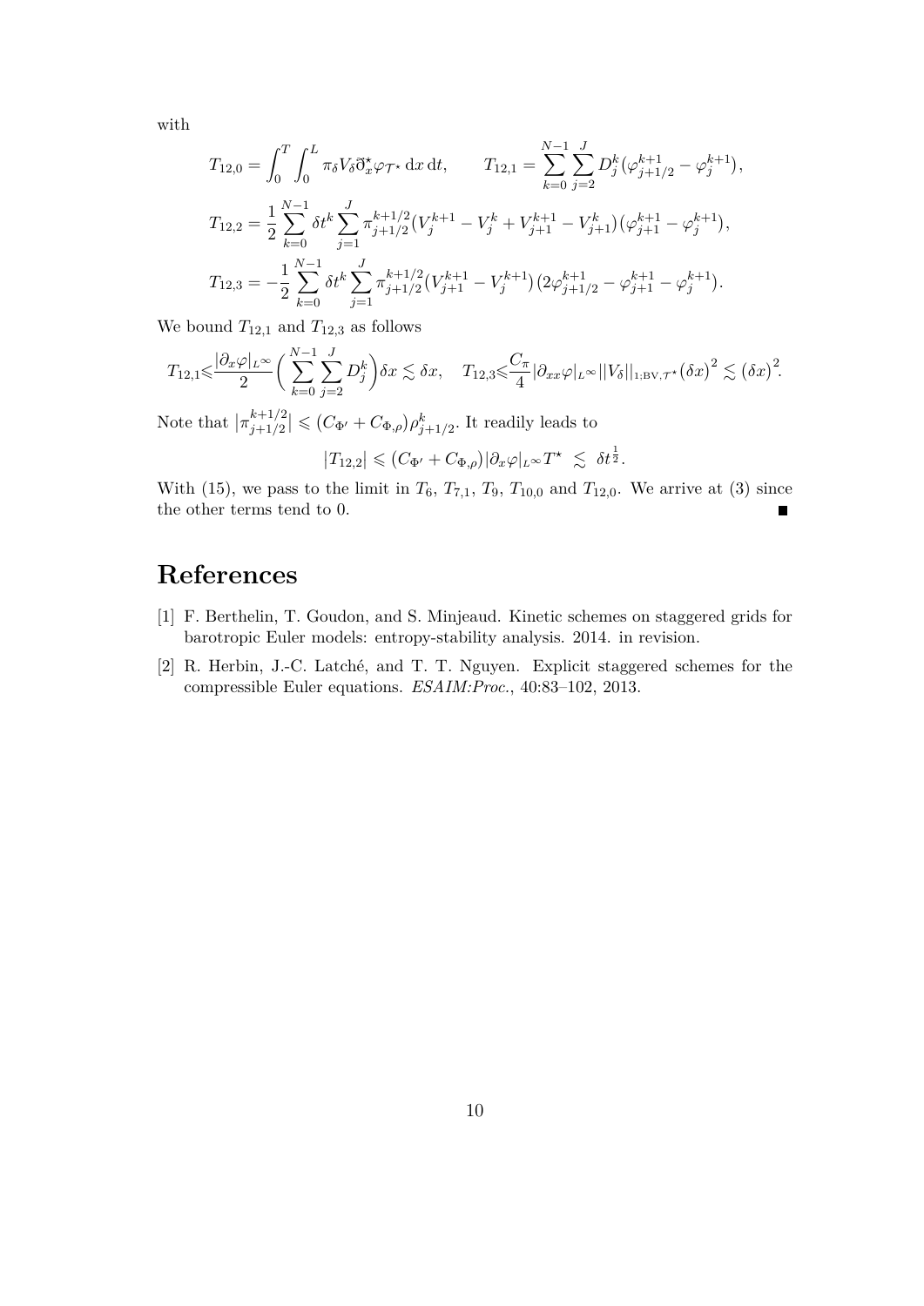with

$$T_{12,0} = \int_0^T \int_0^L \pi_\delta V_\delta \eth_x^\star \varphi_{\mathcal{T}^\star} \,\mathrm{d}x\,\mathrm{d}t, \qquad T_{12,1} = \sum_{k=0}^{N-1} \sum_{j=2}^{J} D_j^k \big(\varphi_{j+1/2}^{k+1} - \varphi_j^{k+1}\big),$$

$$T_{12,2} = \frac{1}{2} \sum_{k=0}^{N-1} \delta t^k \sum_{j=1}^{J} \pi_{j+1/2}^{k+1/2} \big(V_j^{k+1} - V_j^k + V_{j+1}^{k+1} - V_{j+1}^k\big)\big(\varphi_{j+1}^{k+1} - \varphi_j^{k+1}\big),$$

$$T_{12,3} = -\frac{1}{2} \sum_{k=0}^{N-1} \delta t^k \sum_{j=1}^{J} \pi_{j+1/2}^{k+1/2} \big(V_{j+1}^{k+1} - V_j^{k+1}\big)\big(2\varphi_{j+1/2}^{k+1} - \varphi_{j+1}^{k+1} - \varphi_j^{k+1}\big).$$

We bound $T_{12,1}$ and $T_{12,3}$ as follows

$$T_{12,1} \leqslant \frac{|\partial_x \varphi|_{L^\infty}}{2} \Big( \sum_{k=0}^{N-1} \sum_{j=2}^{J} D_j^k \Big) \delta x \lesssim \delta x, \quad T_{12,3} \leqslant \frac{C_\pi}{4} |\partial_{xx} \varphi|_{L^\infty} ||V_\delta||_{1;\mathrm{BV},\mathcal{T}^\star} \big(\delta x\big)^2 \lesssim \big(\delta x\big)^2.$$

Note that $|\pi_{j+1/2}^{k+1/2}| \leqslant (C_{\Phi'} + C_{\Phi,\rho}) \rho_{j+1/2}^k$. It readily leads to

$$|T_{12,2}| \leqslant (C_{\Phi'} + C_{\Phi,\rho}) |\partial_x \varphi|_{L^\infty} T^\star \;\lesssim\; \delta t^{\frac{1}{2}}.$$

With (15), we pass to the limit in $T_6$, $T_{7,1}$, $T_9$, $T_{10,0}$ and $T_{12,0}$. We arrive at (3) since the other terms tend to 0. ∎

# References

[1] F. Berthelin, T. Goudon, and S. Minjeaud. Kinetic schemes on staggered grids for barotropic Euler models: entropy-stability analysis. 2014. in revision.

[2] R. Herbin, J.-C. Latché, and T. T. Nguyen. Explicit staggered schemes for the compressible Euler equations. *ESAIM:Proc.*, 40:83–102, 2013.